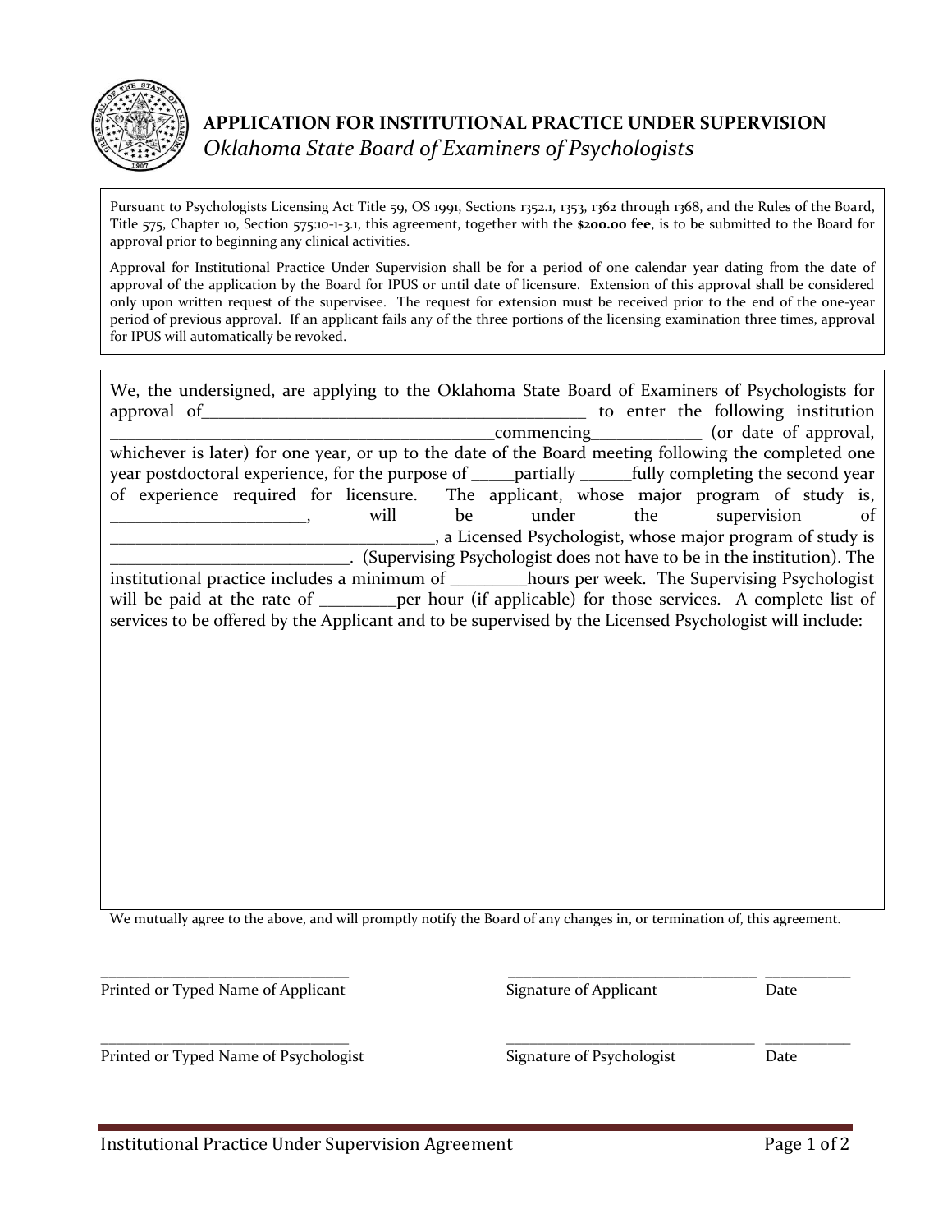## APPLICATION FOR INSTITUTIONAL PRACTICE UNDER SUPERVISION

*Oklahoma State Board of Examiners of Psychologists*

Pursuant to Psychologists Licensing Act Title 59, OS 1991, Sections 1352.1, 1353, 1362 through 1368, and the Rules of the Board, Title 575, Chapter 10, Section 575:10-1-3.1, this agreement, together with the **$200.00 fee**, is to be submitted to the Board for approval prior to beginning any clinical activities.

Approval for Institutional Practice Under Supervision shall be for a period of one calendar year dating from the date of approval of the application by the Board for IPUS or until date of licensure. Extension of this approval shall be considered only upon written request of the supervisee. The request for extension must be received prior to the end of the one-year period of previous approval. If an applicant fails any of the three portions of the licensing examination three times, approval for IPUS will automatically be revoked.

We, the undersigned, are applying to the Oklahoma State Board of Examiners of Psychologists for approval of_____________________________________________ to enter the following institution _____________________________________________commencing_____________ (or date of approval, whichever is later) for one year, or up to the date of the Board meeting following the completed one year postdoctoral experience, for the purpose of _____partially ______fully completing the second year of experience required for licensure. The applicant, whose major program of study is, _______________________, will be under the supervision of ______________________________________, a Licensed Psychologist, whose major program of study is ___________________________. (Supervising Psychologist does not have to be in the institution). The institutional practice includes a minimum of _________hours per week. The Supervising Psychologist will be paid at the rate of _________per hour (if applicable) for those services. A complete list of services to be offered by the Applicant and to be supervised by the Licensed Psychologist will include:

We mutually agree to the above, and will promptly notify the Board of any changes in, or termination of, this agreement.

| | | |
|---|---|---|
| _________________________________ | _________________________________ | ___________ |
| Printed or Typed Name of Applicant | Signature of Applicant | Date |
| _________________________________ | _________________________________ | ___________ |
| Printed or Typed Name of Psychologist | Signature of Psychologist | Date |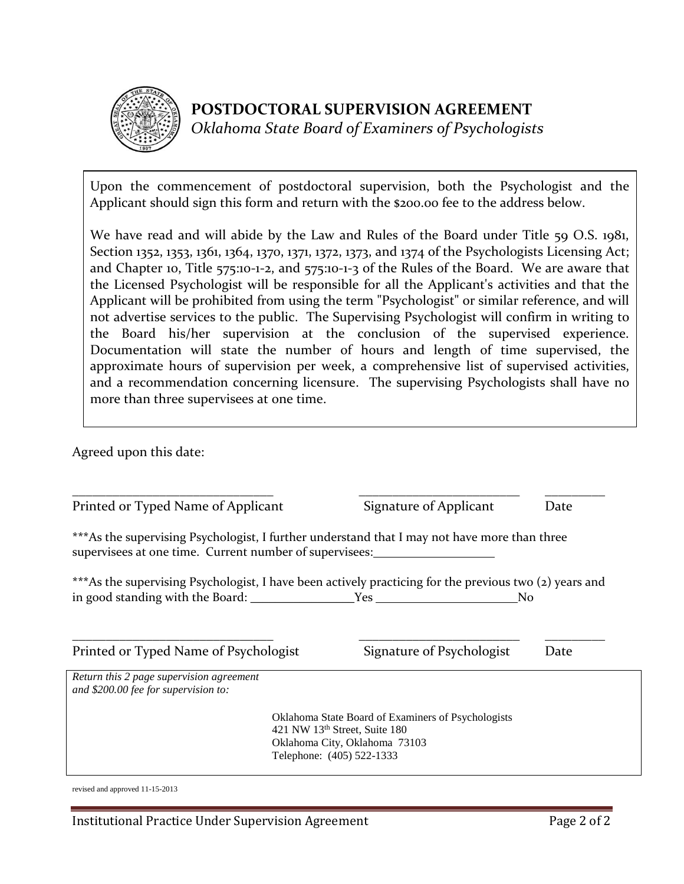# POSTDOCTORAL SUPERVISION AGREEMENT

*Oklahoma State Board of Examiners of Psychologists*

Upon the commencement of postdoctoral supervision, both the Psychologist and the Applicant should sign this form and return with the $200.00 fee to the address below.

We have read and will abide by the Law and Rules of the Board under Title 59 O.S. 1981, Section 1352, 1353, 1361, 1364, 1370, 1371, 1372, 1373, and 1374 of the Psychologists Licensing Act; and Chapter 10, Title 575:10-1-2, and 575:10-1-3 of the Rules of the Board. We are aware that the Licensed Psychologist will be responsible for all the Applicant's activities and that the Applicant will be prohibited from using the term "Psychologist" or similar reference, and will not advertise services to the public. The Supervising Psychologist will confirm in writing to the Board his/her supervision at the conclusion of the supervised experience. Documentation will state the number of hours and length of time supervised, the approximate hours of supervision per week, a comprehensive list of supervised activities, and a recommendation concerning licensure. The supervising Psychologists shall have no more than three supervisees at one time.

Agreed upon this date:

_______________________________ _________________________ _________

Printed or Typed Name of Applicant Signature of Applicant Date

***As the supervising Psychologist, I further understand that I may not have more than three supervisees at one time. Current number of supervisees:__________________

***As the supervising Psychologist, I have been actively practicing for the previous two (2) years and in good standing with the Board: ________________Yes ______________________No

_______________________________ _________________________ _________

Printed or Typed Name of Psychologist Signature of Psychologist Date

*Return this 2 page supervision agreement and $200.00 fee for supervision to:*

Oklahoma State Board of Examiners of Psychologists
421 NW 13th Street, Suite 180
Oklahoma City, Oklahoma 73103
Telephone: (405) 522-1333

revised and approved 11-15-2013

Institutional Practice Under Supervision Agreement